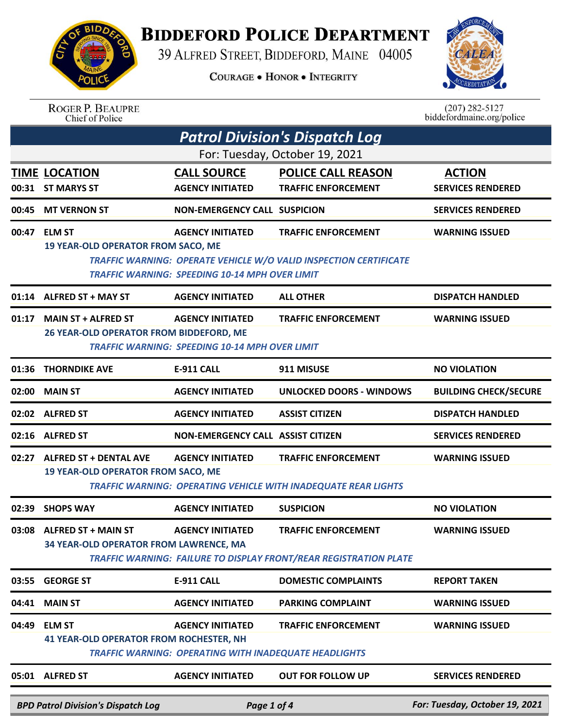# BIDDEFORD POLICE DEPARTMENT

39 ALFRED STREET, BIDDEFORD, MAINE 04005

COURAGE • HONOR • INTEGRITY

ROGER P. BEAUPRE
Chief of Police

(207) 282-5127
biddefordmaine.org/police

## Patrol Division's Dispatch Log

For: Tuesday, October 19, 2021

| TIME | LOCATION | CALL SOURCE | POLICE CALL REASON | ACTION |
|---|---|---|---|---|
| 00:31 | ST MARYS ST | AGENCY INITIATED | TRAFFIC ENFORCEMENT | SERVICES RENDERED |
| 00:45 | MT VERNON ST | NON-EMERGENCY CALL | SUSPICION | SERVICES RENDERED |
| 00:47 | ELM ST | AGENCY INITIATED | TRAFFIC ENFORCEMENT | WARNING ISSUED |
| | 19 YEAR-OLD OPERATOR FROM SACO, ME<br>*TRAFFIC WARNING: OPERATE VEHICLE W/O VALID INSPECTION CERTIFICATE*<br>*TRAFFIC WARNING: SPEEDING 10-14 MPH OVER LIMIT* | | | |
| 01:14 | ALFRED ST + MAY ST | AGENCY INITIATED | ALL OTHER | DISPATCH HANDLED |
| 01:17 | MAIN ST + ALFRED ST | AGENCY INITIATED | TRAFFIC ENFORCEMENT | WARNING ISSUED |
| | 26 YEAR-OLD OPERATOR FROM BIDDEFORD, ME<br>*TRAFFIC WARNING: SPEEDING 10-14 MPH OVER LIMIT* | | | |
| 01:36 | THORNDIKE AVE | E-911 CALL | 911 MISUSE | NO VIOLATION |
| 02:00 | MAIN ST | AGENCY INITIATED | UNLOCKED DOORS - WINDOWS | BUILDING CHECK/SECURE |
| 02:02 | ALFRED ST | AGENCY INITIATED | ASSIST CITIZEN | DISPATCH HANDLED |
| 02:16 | ALFRED ST | NON-EMERGENCY CALL | ASSIST CITIZEN | SERVICES RENDERED |
| 02:27 | ALFRED ST + DENTAL AVE | AGENCY INITIATED | TRAFFIC ENFORCEMENT | WARNING ISSUED |
| | 19 YEAR-OLD OPERATOR FROM SACO, ME<br>*TRAFFIC WARNING: OPERATING VEHICLE WITH INADEQUATE REAR LIGHTS* | | | |
| 02:39 | SHOPS WAY | AGENCY INITIATED | SUSPICION | NO VIOLATION |
| 03:08 | ALFRED ST + MAIN ST | AGENCY INITIATED | TRAFFIC ENFORCEMENT | WARNING ISSUED |
| | 34 YEAR-OLD OPERATOR FROM LAWRENCE, MA<br>*TRAFFIC WARNING: FAILURE TO DISPLAY FRONT/REAR REGISTRATION PLATE* | | | |
| 03:55 | GEORGE ST | E-911 CALL | DOMESTIC COMPLAINTS | REPORT TAKEN |
| 04:41 | MAIN ST | AGENCY INITIATED | PARKING COMPLAINT | WARNING ISSUED |
| 04:49 | ELM ST | AGENCY INITIATED | TRAFFIC ENFORCEMENT | WARNING ISSUED |
| | 41 YEAR-OLD OPERATOR FROM ROCHESTER, NH<br>*TRAFFIC WARNING: OPERATING WITH INADEQUATE HEADLIGHTS* | | | |
| 05:01 | ALFRED ST | AGENCY INITIATED | OUT FOR FOLLOW UP | SERVICES RENDERED |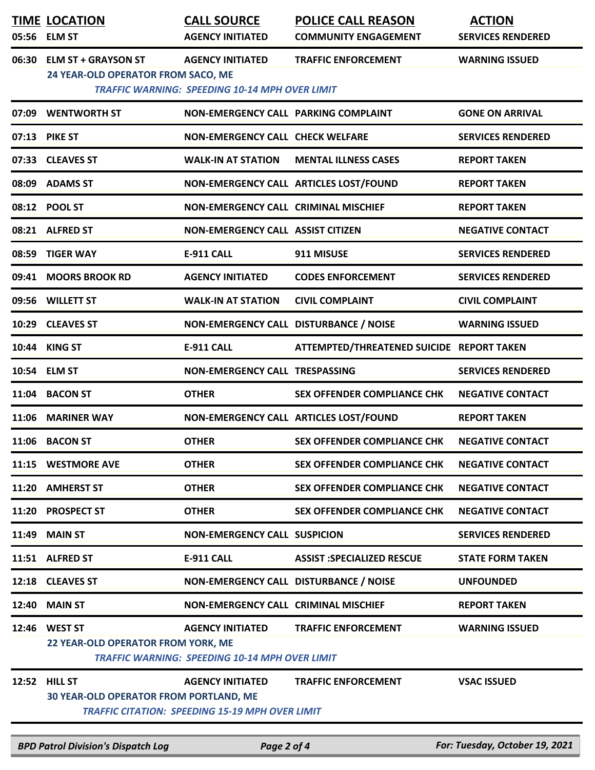| TIME | LOCATION | CALL SOURCE | POLICE CALL REASON | ACTION |
|---|---|---|---|---|
| 05:56 | ELM ST | AGENCY INITIATED | COMMUNITY ENGAGEMENT | SERVICES RENDERED |
| 06:30 | ELM ST + GRAYSON ST | AGENCY INITIATED | TRAFFIC ENFORCEMENT | WARNING ISSUED |
| | 24 YEAR-OLD OPERATOR FROM SACO, ME | | | |
| | *TRAFFIC WARNING: SPEEDING 10-14 MPH OVER LIMIT* | | | |
| 07:09 | WENTWORTH ST | NON-EMERGENCY CALL | PARKING COMPLAINT | GONE ON ARRIVAL |
| 07:13 | PIKE ST | NON-EMERGENCY CALL | CHECK WELFARE | SERVICES RENDERED |
| 07:33 | CLEAVES ST | WALK-IN AT STATION | MENTAL ILLNESS CASES | REPORT TAKEN |
| 08:09 | ADAMS ST | NON-EMERGENCY CALL | ARTICLES LOST/FOUND | REPORT TAKEN |
| 08:12 | POOL ST | NON-EMERGENCY CALL | CRIMINAL MISCHIEF | REPORT TAKEN |
| 08:21 | ALFRED ST | NON-EMERGENCY CALL | ASSIST CITIZEN | NEGATIVE CONTACT |
| 08:59 | TIGER WAY | E-911 CALL | 911 MISUSE | SERVICES RENDERED |
| 09:41 | MOORS BROOK RD | AGENCY INITIATED | CODES ENFORCEMENT | SERVICES RENDERED |
| 09:56 | WILLETT ST | WALK-IN AT STATION | CIVIL COMPLAINT | CIVIL COMPLAINT |
| 10:29 | CLEAVES ST | NON-EMERGENCY CALL | DISTURBANCE / NOISE | WARNING ISSUED |
| 10:44 | KING ST | E-911 CALL | ATTEMPTED/THREATENED SUICIDE | REPORT TAKEN |
| 10:54 | ELM ST | NON-EMERGENCY CALL | TRESPASSING | SERVICES RENDERED |
| 11:04 | BACON ST | OTHER | SEX OFFENDER COMPLIANCE CHK | NEGATIVE CONTACT |
| 11:06 | MARINER WAY | NON-EMERGENCY CALL | ARTICLES LOST/FOUND | REPORT TAKEN |
| 11:06 | BACON ST | OTHER | SEX OFFENDER COMPLIANCE CHK | NEGATIVE CONTACT |
| 11:15 | WESTMORE AVE | OTHER | SEX OFFENDER COMPLIANCE CHK | NEGATIVE CONTACT |
| 11:20 | AMHERST ST | OTHER | SEX OFFENDER COMPLIANCE CHK | NEGATIVE CONTACT |
| 11:20 | PROSPECT ST | OTHER | SEX OFFENDER COMPLIANCE CHK | NEGATIVE CONTACT |
| 11:49 | MAIN ST | NON-EMERGENCY CALL | SUSPICION | SERVICES RENDERED |
| 11:51 | ALFRED ST | E-911 CALL | ASSIST :SPECIALIZED RESCUE | STATE FORM TAKEN |
| 12:18 | CLEAVES ST | NON-EMERGENCY CALL | DISTURBANCE / NOISE | UNFOUNDED |
| 12:40 | MAIN ST | NON-EMERGENCY CALL | CRIMINAL MISCHIEF | REPORT TAKEN |
| 12:46 | WEST ST | AGENCY INITIATED | TRAFFIC ENFORCEMENT | WARNING ISSUED |
| | 22 YEAR-OLD OPERATOR FROM YORK, ME | | | |
| | *TRAFFIC WARNING: SPEEDING 10-14 MPH OVER LIMIT* | | | |
| 12:52 | HILL ST | AGENCY INITIATED | TRAFFIC ENFORCEMENT | VSAC ISSUED |
| | 30 YEAR-OLD OPERATOR FROM PORTLAND, ME | | | |
| | *TRAFFIC CITATION: SPEEDING 15-19 MPH OVER LIMIT* | | | |

*BPD Patrol Division's Dispatch Log* — *For: Tuesday, October 19, 2021*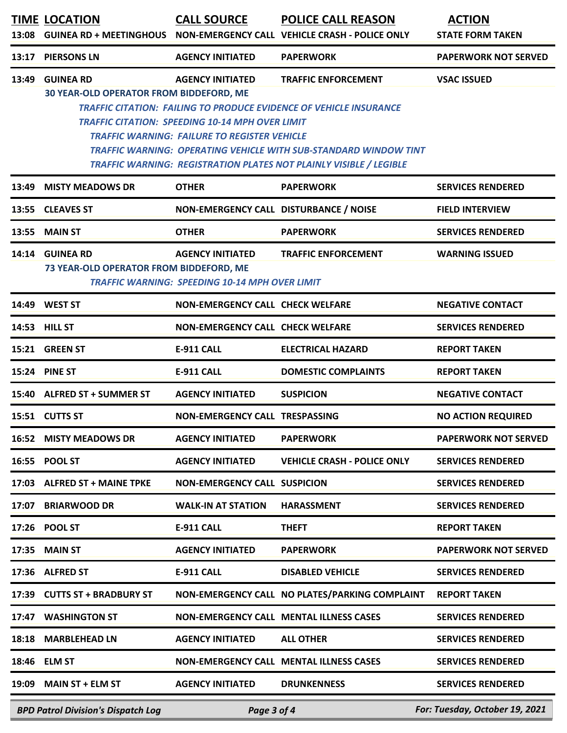| TIME | LOCATION | CALL SOURCE | POLICE CALL REASON | ACTION |
|---|---|---|---|---|
| 13:08 | GUINEA RD + MEETINGHOUS | NON-EMERGENCY CALL | VEHICLE CRASH - POLICE ONLY | STATE FORM TAKEN |
| 13:17 | PIERSONS LN | AGENCY INITIATED | PAPERWORK | PAPERWORK NOT SERVED |
| 13:49 | GUINEA RD | AGENCY INITIATED | TRAFFIC ENFORCEMENT | VSAC ISSUED |
| | 30 YEAR-OLD OPERATOR FROM BIDDEFORD, ME<br>*TRAFFIC CITATION: FAILING TO PRODUCE EVIDENCE OF VEHICLE INSURANCE*<br>*TRAFFIC CITATION: SPEEDING 10-14 MPH OVER LIMIT*<br>*TRAFFIC WARNING: FAILURE TO REGISTER VEHICLE*<br>*TRAFFIC WARNING: OPERATING VEHICLE WITH SUB-STANDARD WINDOW TINT*<br>*TRAFFIC WARNING: REGISTRATION PLATES NOT PLAINLY VISIBLE / LEGIBLE* | | | |
| 13:49 | MISTY MEADOWS DR | OTHER | PAPERWORK | SERVICES RENDERED |
| 13:55 | CLEAVES ST | NON-EMERGENCY CALL | DISTURBANCE / NOISE | FIELD INTERVIEW |
| 13:55 | MAIN ST | OTHER | PAPERWORK | SERVICES RENDERED |
| 14:14 | GUINEA RD | AGENCY INITIATED | TRAFFIC ENFORCEMENT | WARNING ISSUED |
| | 73 YEAR-OLD OPERATOR FROM BIDDEFORD, ME<br>*TRAFFIC WARNING: SPEEDING 10-14 MPH OVER LIMIT* | | | |
| 14:49 | WEST ST | NON-EMERGENCY CALL | CHECK WELFARE | NEGATIVE CONTACT |
| 14:53 | HILL ST | NON-EMERGENCY CALL | CHECK WELFARE | SERVICES RENDERED |
| 15:21 | GREEN ST | E-911 CALL | ELECTRICAL HAZARD | REPORT TAKEN |
| 15:24 | PINE ST | E-911 CALL | DOMESTIC COMPLAINTS | REPORT TAKEN |
| 15:40 | ALFRED ST + SUMMER ST | AGENCY INITIATED | SUSPICION | NEGATIVE CONTACT |
| 15:51 | CUTTS ST | NON-EMERGENCY CALL | TRESPASSING | NO ACTION REQUIRED |
| 16:52 | MISTY MEADOWS DR | AGENCY INITIATED | PAPERWORK | PAPERWORK NOT SERVED |
| 16:55 | POOL ST | AGENCY INITIATED | VEHICLE CRASH - POLICE ONLY | SERVICES RENDERED |
| 17:03 | ALFRED ST + MAINE TPKE | NON-EMERGENCY CALL | SUSPICION | SERVICES RENDERED |
| 17:07 | BRIARWOOD DR | WALK-IN AT STATION | HARASSMENT | SERVICES RENDERED |
| 17:26 | POOL ST | E-911 CALL | THEFT | REPORT TAKEN |
| 17:35 | MAIN ST | AGENCY INITIATED | PAPERWORK | PAPERWORK NOT SERVED |
| 17:36 | ALFRED ST | E-911 CALL | DISABLED VEHICLE | SERVICES RENDERED |
| 17:39 | CUTTS ST + BRADBURY ST | NON-EMERGENCY CALL | NO PLATES/PARKING COMPLAINT | REPORT TAKEN |
| 17:47 | WASHINGTON ST | NON-EMERGENCY CALL | MENTAL ILLNESS CASES | SERVICES RENDERED |
| 18:18 | MARBLEHEAD LN | AGENCY INITIATED | ALL OTHER | SERVICES RENDERED |
| 18:46 | ELM ST | NON-EMERGENCY CALL | MENTAL ILLNESS CASES | SERVICES RENDERED |
| 19:09 | MAIN ST + ELM ST | AGENCY INITIATED | DRUNKENNESS | SERVICES RENDERED |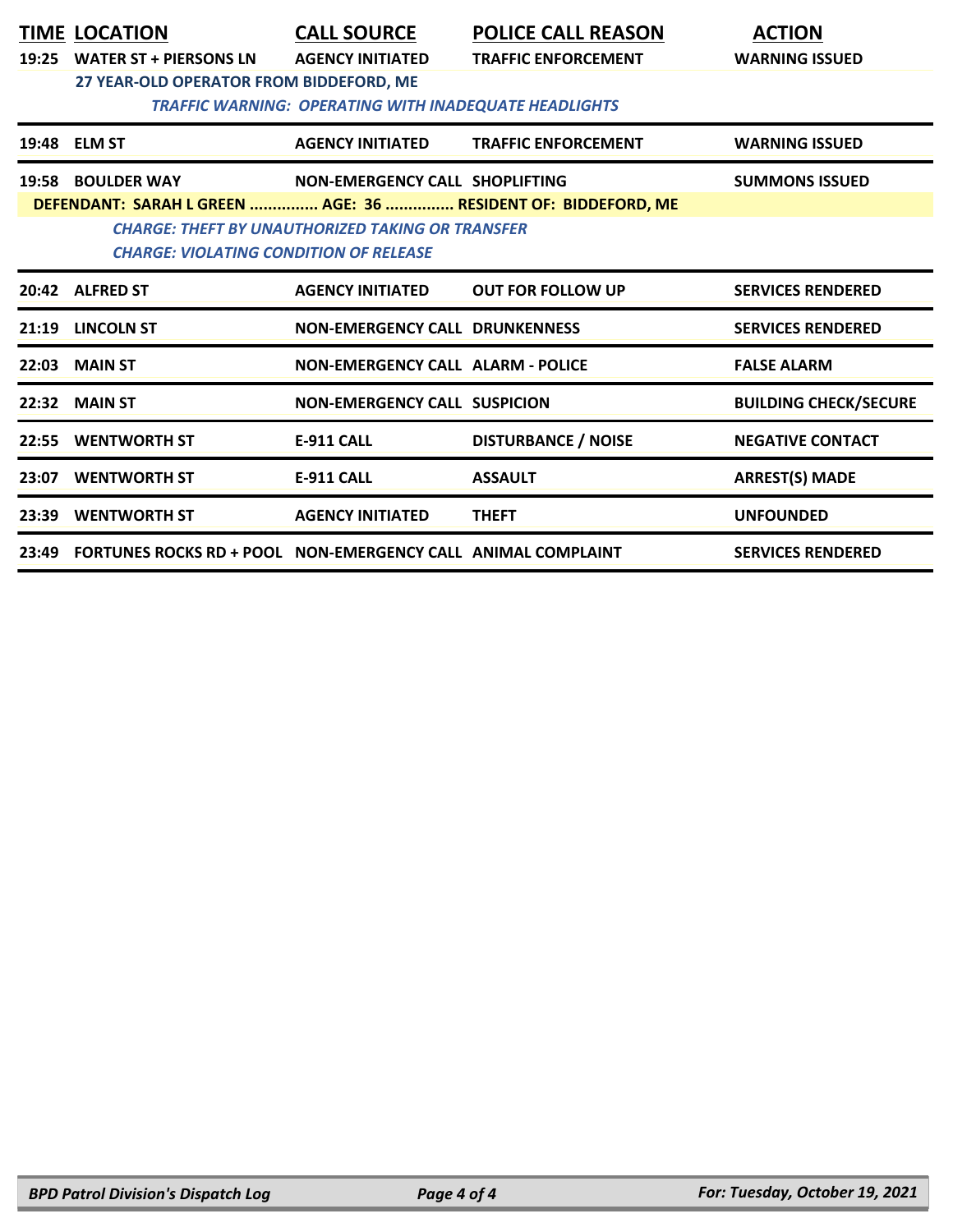| TIME | LOCATION | CALL SOURCE | POLICE CALL REASON | ACTION |
|---|---|---|---|---|
| 19:25 | WATER ST + PIERSONS LN | AGENCY INITIATED | TRAFFIC ENFORCEMENT | WARNING ISSUED |

**27 YEAR-OLD OPERATOR FROM BIDDEFORD, ME**

*TRAFFIC WARNING: OPERATING WITH INADEQUATE HEADLIGHTS*

| | | | | |
|---|---|---|---|---|
| 19:48 | ELM ST | AGENCY INITIATED | TRAFFIC ENFORCEMENT | WARNING ISSUED |
| 19:58 | BOULDER WAY | NON-EMERGENCY CALL | SHOPLIFTING | SUMMONS ISSUED |

**DEFENDANT: SARAH L GREEN ............... AGE: 36 ............... RESIDENT OF: BIDDEFORD, ME**

*CHARGE: THEFT BY UNAUTHORIZED TAKING OR TRANSFER*
*CHARGE: VIOLATING CONDITION OF RELEASE*

| | | | | |
|---|---|---|---|---|
| 20:42 | ALFRED ST | AGENCY INITIATED | OUT FOR FOLLOW UP | SERVICES RENDERED |
| 21:19 | LINCOLN ST | NON-EMERGENCY CALL | DRUNKENNESS | SERVICES RENDERED |
| 22:03 | MAIN ST | NON-EMERGENCY CALL | ALARM - POLICE | FALSE ALARM |
| 22:32 | MAIN ST | NON-EMERGENCY CALL | SUSPICION | BUILDING CHECK/SECURE |
| 22:55 | WENTWORTH ST | E-911 CALL | DISTURBANCE / NOISE | NEGATIVE CONTACT |
| 23:07 | WENTWORTH ST | E-911 CALL | ASSAULT | ARREST(S) MADE |
| 23:39 | WENTWORTH ST | AGENCY INITIATED | THEFT | UNFOUNDED |
| 23:49 | FORTUNES ROCKS RD + POOL | NON-EMERGENCY CALL | ANIMAL COMPLAINT | SERVICES RENDERED |